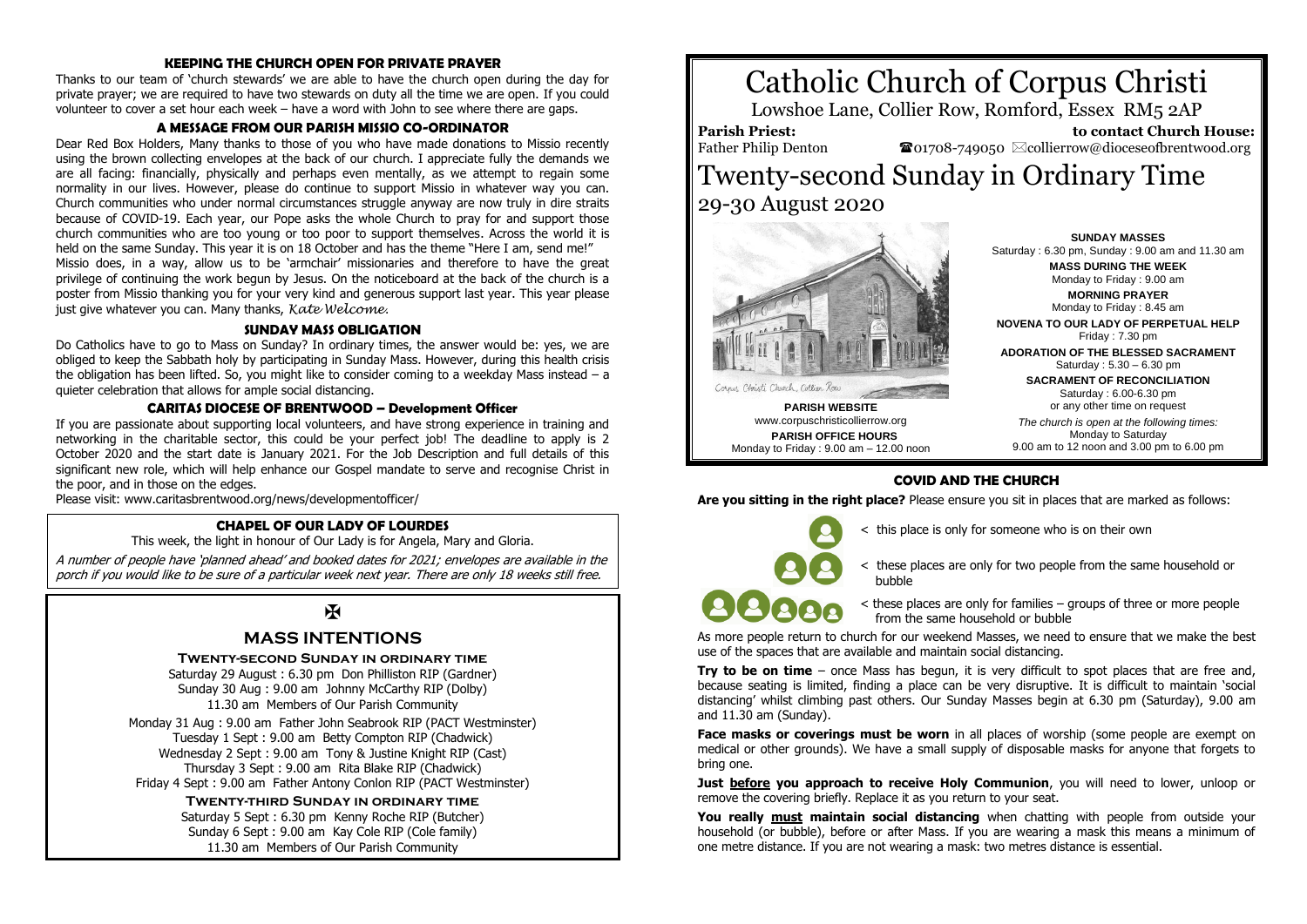# Catholic Church of Corpus Christi

Lowshoe Lane, Collier Row, Romford, Essex RM5 2AP

**Parish Priest:** Father Philip Denton

**to contact Church House:** ☎01708-749050 ✉collierrow@dioceseofbrentwood.org

# Twenty-second Sunday in Ordinary Time

29-30 August 2020

Corpus Christi Church, Collier Row

**PARISH WEBSITE**
www.corpuschristicollierrow.org

**PARISH OFFICE HOURS**
Monday to Friday : 9.00 am – 12.00 noon

**SUNDAY MASSES**
Saturday : 6.30 pm, Sunday : 9.00 am and 11.30 am

**MASS DURING THE WEEK**
Monday to Friday : 9.00 am

**MORNING PRAYER**
Monday to Friday : 8.45 am

**NOVENA TO OUR LADY OF PERPETUAL HELP**
Friday : 7.30 pm

**ADORATION OF THE BLESSED SACRAMENT**
Saturday : 5.30 – 6.30 pm

**SACRAMENT OF RECONCILIATION**
Saturday : 6.00-6.30 pm
or any other time on request

*The church is open at the following times:*
Monday to Saturday
9.00 am to 12 noon and 3.00 pm to 6.00 pm

## COVID AND THE CHURCH

**Are you sitting in the right place?** Please ensure you sit in places that are marked as follows:

< this place is only for someone who is on their own

< these places are only for two people from the same household or bubble

< these places are only for families – groups of three or more people from the same household or bubble

As more people return to church for our weekend Masses, we need to ensure that we make the best use of the spaces that are available and maintain social distancing.

**Try to be on time** – once Mass has begun, it is very difficult to spot places that are free and, because seating is limited, finding a place can be very disruptive. It is difficult to maintain 'social distancing' whilst climbing past others. Our Sunday Masses begin at 6.30 pm (Saturday), 9.00 am and 11.30 am (Sunday).

**Face masks or coverings must be worn** in all places of worship (some people are exempt on medical or other grounds). We have a small supply of disposable masks for anyone that forgets to bring one.

**Just <u>before</u> you approach to receive Holy Communion**, you will need to lower, unloop or remove the covering briefly. Replace it as you return to your seat.

**You really <u>must</u> maintain social distancing** when chatting with people from outside your household (or bubble), before or after Mass. If you are wearing a mask this means a minimum of one metre distance. If you are not wearing a mask: two metres distance is essential.

## KEEPING THE CHURCH OPEN FOR PRIVATE PRAYER

Thanks to our team of 'church stewards' we are able to have the church open during the day for private prayer; we are required to have two stewards on duty all the time we are open. If you could volunteer to cover a set hour each week – have a word with John to see where there are gaps.

## A MESSAGE FROM OUR PARISH MISSIO CO-ORDINATOR

Dear Red Box Holders, Many thanks to those of you who have made donations to Missio recently using the brown collecting envelopes at the back of our church. I appreciate fully the demands we are all facing: financially, physically and perhaps even mentally, as we attempt to regain some normality in our lives. However, please do continue to support Missio in whatever way you can. Church communities who under normal circumstances struggle anyway are now truly in dire straits because of COVID-19. Each year, our Pope asks the whole Church to pray for and support those church communities who are too young or too poor to support themselves. Across the world it is held on the same Sunday. This year it is on 18 October and has the theme "Here I am, send me!" Missio does, in a way, allow us to be 'armchair' missionaries and therefore to have the great privilege of continuing the work begun by Jesus. On the noticeboard at the back of the church is a poster from Missio thanking you for your very kind and generous support last year. This year please just give whatever you can. Many thanks, *Kate Welcome.*

## SUNDAY MASS OBLIGATION

Do Catholics have to go to Mass on Sunday? In ordinary times, the answer would be: yes, we are obliged to keep the Sabbath holy by participating in Sunday Mass. However, during this health crisis the obligation has been lifted. So, you might like to consider coming to a weekday Mass instead – a quieter celebration that allows for ample social distancing.

## CARITAS DIOCESE OF BRENTWOOD – Development Officer

If you are passionate about supporting local volunteers, and have strong experience in training and networking in the charitable sector, this could be your perfect job! The deadline to apply is 2 October 2020 and the start date is January 2021. For the Job Description and full details of this significant new role, which will help enhance our Gospel mandate to serve and recognise Christ in the poor, and in those on the edges.

Please visit: www.caritasbrentwood.org/news/developmentofficer/

## CHAPEL OF OUR LADY OF LOURDES

This week, the light in honour of Our Lady is for Angela, Mary and Gloria.

*A number of people have 'planned ahead' and booked dates for 2021; envelopes are available in the porch if you would like to be sure of a particular week next year. There are only 18 weeks still free.*

✠

## MASS INTENTIONS

### Twenty-second Sunday in ordinary time

Saturday 29 August : 6.30 pm Don Philliston RIP (Gardner)
Sunday 30 Aug : 9.00 am Johnny McCarthy RIP (Dolby)
11.30 am Members of Our Parish Community

Monday 31 Aug : 9.00 am Father John Seabrook RIP (PACT Westminster)
Tuesday 1 Sept : 9.00 am Betty Compton RIP (Chadwick)
Wednesday 2 Sept : 9.00 am Tony & Justine Knight RIP (Cast)
Thursday 3 Sept : 9.00 am Rita Blake RIP (Chadwick)
Friday 4 Sept : 9.00 am Father Antony Conlon RIP (PACT Westminster)

### Twenty-third Sunday in ordinary time

Saturday 5 Sept : 6.30 pm Kenny Roche RIP (Butcher)
Sunday 6 Sept : 9.00 am Kay Cole RIP (Cole family)
11.30 am Members of Our Parish Community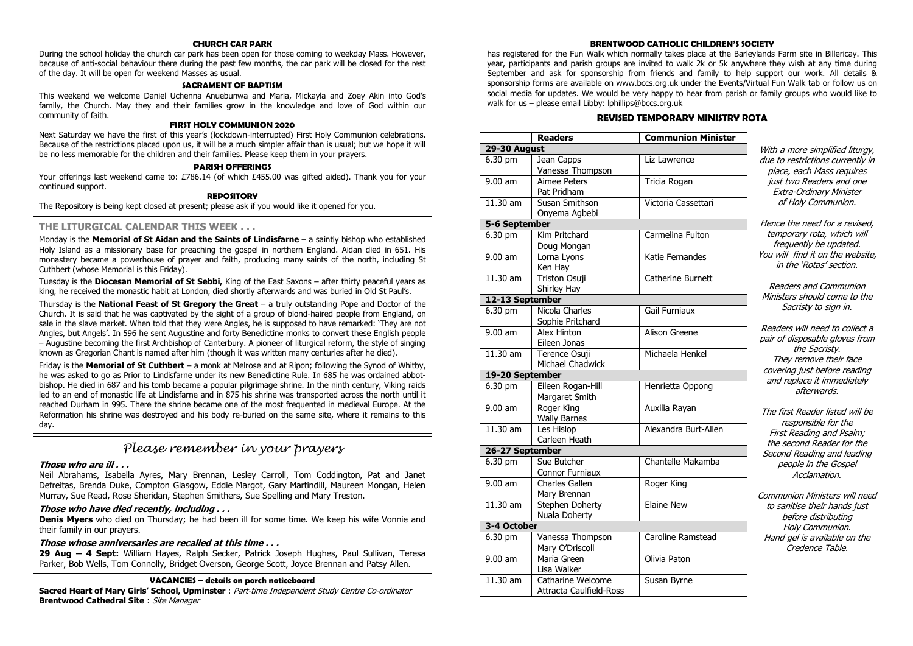### CHURCH CAR PARK

During the school holiday the church car park has been open for those coming to weekday Mass. However, because of anti-social behaviour there during the past few months, the car park will be closed for the rest of the day. It will be open for weekend Masses as usual.

### SACRAMENT OF BAPTISM

This weekend we welcome Daniel Uchenna Anuebunwa and Maria, Mickayla and Zoey Akin into God's family, the Church. May they and their families grow in the knowledge and love of God within our community of faith.

### FIRST HOLY COMMUNION 2020

Next Saturday we have the first of this year's (lockdown-interrupted) First Holy Communion celebrations. Because of the restrictions placed upon us, it will be a much simpler affair than is usual; but we hope it will be no less memorable for the children and their families. Please keep them in your prayers.

### PARISH OFFERINGS

Your offerings last weekend came to: £786.14 (of which £455.00 was gifted aided). Thank you for your continued support.

### REPOSITORY

The Repository is being kept closed at present; please ask if you would like it opened for you.

## THE LITURGICAL CALENDAR THIS WEEK . . .

Monday is the **Memorial of St Aidan and the Saints of Lindisfarne** – a saintly bishop who established Holy Island as a missionary base for preaching the gospel in northern England. Aidan died in 651. His monastery became a powerhouse of prayer and faith, producing many saints of the north, including St Cuthbert (whose Memorial is this Friday).

Tuesday is the **Diocesan Memorial of St Sebbi,** King of the East Saxons – after thirty peaceful years as king, he received the monastic habit at London, died shortly afterwards and was buried in Old St Paul's.

Thursday is the **National Feast of St Gregory the Great** – a truly outstanding Pope and Doctor of the Church. It is said that he was captivated by the sight of a group of blond-haired people from England, on sale in the slave market. When told that they were Angles, he is supposed to have remarked: 'They are not Angles, but Angels'. In 596 he sent Augustine and forty Benedictine monks to convert these English people – Augustine becoming the first Archbishop of Canterbury. A pioneer of liturgical reform, the style of singing known as Gregorian Chant is named after him (though it was written many centuries after he died).

Friday is the **Memorial of St Cuthbert** – a monk at Melrose and at Ripon; following the Synod of Whitby, he was asked to go as Prior to Lindisfarne under its new Benedictine Rule. In 685 he was ordained abbot-bishop. He died in 687 and his tomb became a popular pilgrimage shrine. In the ninth century, Viking raids led to an end of monastic life at Lindisfarne and in 875 his shrine was transported across the north until it reached Durham in 995. There the shrine became one of the most frequented in medieval Europe. At the Reformation his shrine was destroyed and his body re-buried on the same site, where it remains to this day.

## *Please remember in your prayers*

***Those who are ill . . .***

Neil Abrahams, Isabella Ayres, Mary Brennan, Lesley Carroll, Tom Coddington, Pat and Janet Defreitas, Brenda Duke, Compton Glasgow, Eddie Margot, Gary Martindill, Maureen Mongan, Helen Murray, Sue Read, Rose Sheridan, Stephen Smithers, Sue Spelling and Mary Treston.

***Those who have died recently, including . . .***

**Denis Myers** who died on Thursday; he had been ill for some time. We keep his wife Vonnie and their family in our prayers.

***Those whose anniversaries are recalled at this time . . .***

**29 Aug – 4 Sept:** William Hayes, Ralph Secker, Patrick Joseph Hughes, Paul Sullivan, Teresa Parker, Bob Wells, Tom Connolly, Bridget Overson, George Scott, Joyce Brennan and Patsy Allen.

### VACANCIES – details on porch noticeboard

**Sacred Heart of Mary Girls' School, Upminster** : *Part-time Independent Study Centre Co-ordinator*
**Brentwood Cathedral Site** : *Site Manager*

### BRENTWOOD CATHOLIC CHILDREN'S SOCIETY

has registered for the Fun Walk which normally takes place at the Barleylands Farm site in Billericay. This year, participants and parish groups are invited to walk 2k or 5k anywhere they wish at any time during September and ask for sponsorship from friends and family to help support our work. All details & sponsorship forms are available on www.bccs.org.uk under the Events/Virtual Fun Walk tab or follow us on social media for updates. We would be very happy to hear from parish or family groups who would like to walk for us – please email Libby: lphillips@bccs.org.uk

### REVISED TEMPORARY MINISTRY ROTA

| | Readers | Communion Minister |
|---|---|---|
| **29-30 August** | | |
| 6.30 pm | Jean Capps<br>Vanessa Thompson | Liz Lawrence |
| 9.00 am | Aimee Peters<br>Pat Pridham | Tricia Rogan |
| 11.30 am | Susan Smithson<br>Onyema Agbebi | Victoria Cassettari |
| **5-6 September** | | |
| 6.30 pm | Kim Pritchard<br>Doug Mongan | Carmelina Fulton |
| 9.00 am | Lorna Lyons<br>Ken Hay | Katie Fernandes |
| 11.30 am | Triston Osuji<br>Shirley Hay | Catherine Burnett |
| **12-13 September** | | |
| 6.30 pm | Nicola Charles<br>Sophie Pritchard | Gail Furniaux |
| 9.00 am | Alex Hinton<br>Eileen Jonas | Alison Greene |
| 11.30 am | Terence Osuji<br>Michael Chadwick | Michaela Henkel |
| **19-20 September** | | |
| 6.30 pm | Eileen Rogan-Hill<br>Margaret Smith | Henrietta Oppong |
| 9.00 am | Roger King<br>Wally Barnes | Auxilia Rayan |
| 11.30 am | Les Hislop<br>Carleen Heath | Alexandra Burt-Allen |
| **26-27 September** | | |
| 6.30 pm | Sue Butcher<br>Connor Furniaux | Chantelle Makamba |
| 9.00 am | Charles Gallen<br>Mary Brennan | Roger King |
| 11.30 am | Stephen Doherty<br>Nuala Doherty | Elaine New |
| **3-4 October** | | |
| 6.30 pm | Vanessa Thompson<br>Mary O'Driscoll | Caroline Ramstead |
| 9.00 am | Maria Green<br>Lisa Walker | Olivia Paton |
| 11.30 am | Catharine Welcome<br>Attracta Caulfield-Ross | Susan Byrne |

*With a more simplified liturgy, due to restrictions currently in place, each Mass requires just two Readers and one Extra-Ordinary Minister of Holy Communion.*

*Hence the need for a revised, temporary rota, which will frequently be updated. You will find it on the website, in the 'Rotas' section.*

*Readers and Communion Ministers should come to the Sacristy to sign in.*

*Readers will need to collect a pair of disposable gloves from the Sacristy. They remove their face covering just before reading and replace it immediately afterwards.*

*The first Reader listed will be responsible for the First Reading and Psalm; the second Reader for the Second Reading and leading people in the Gospel Acclamation.*

*Communion Ministers will need to sanitise their hands just before distributing Holy Communion. Hand gel is available on the Credence Table.*